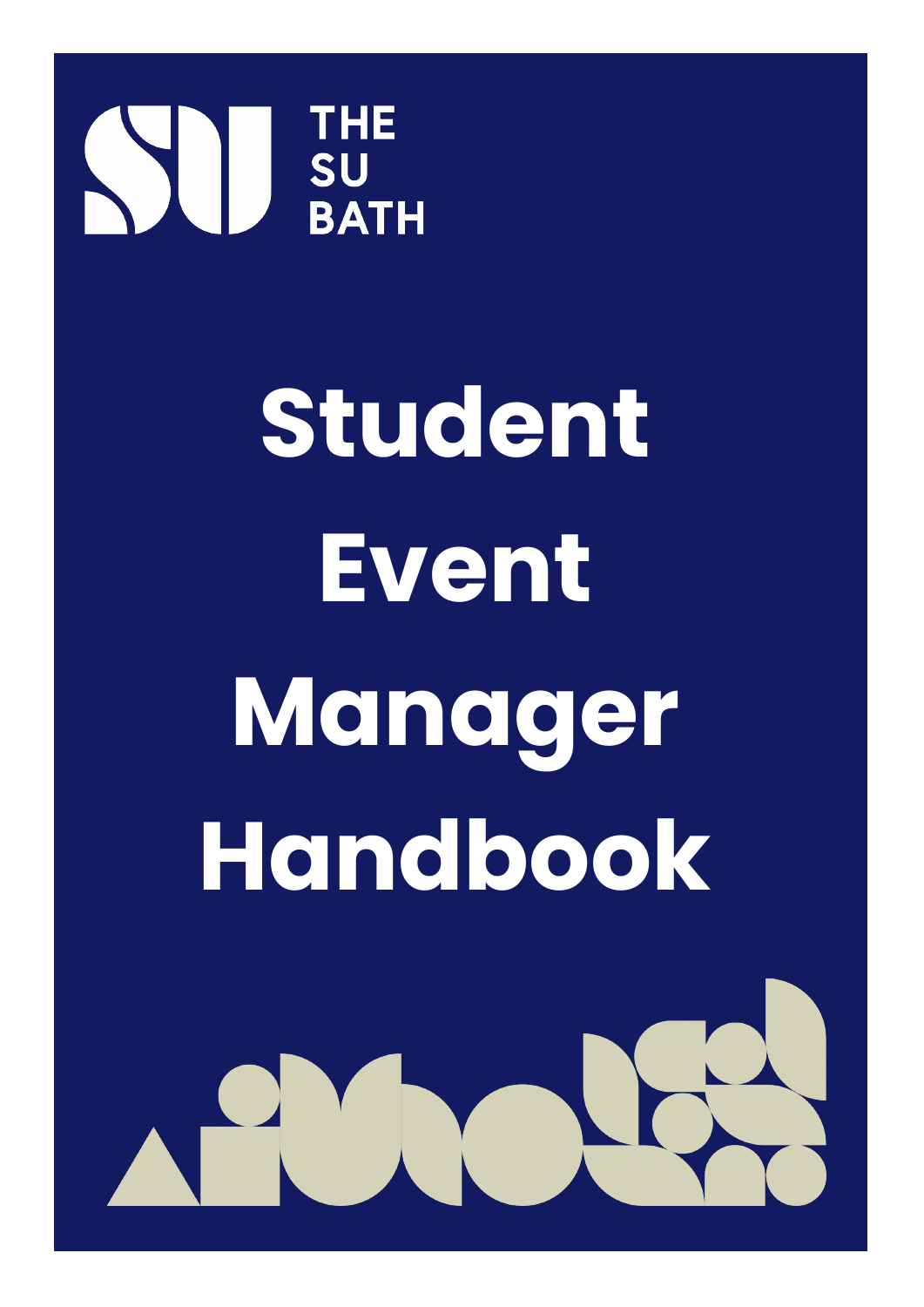THE SU BATH

# Student Event Manager Handbook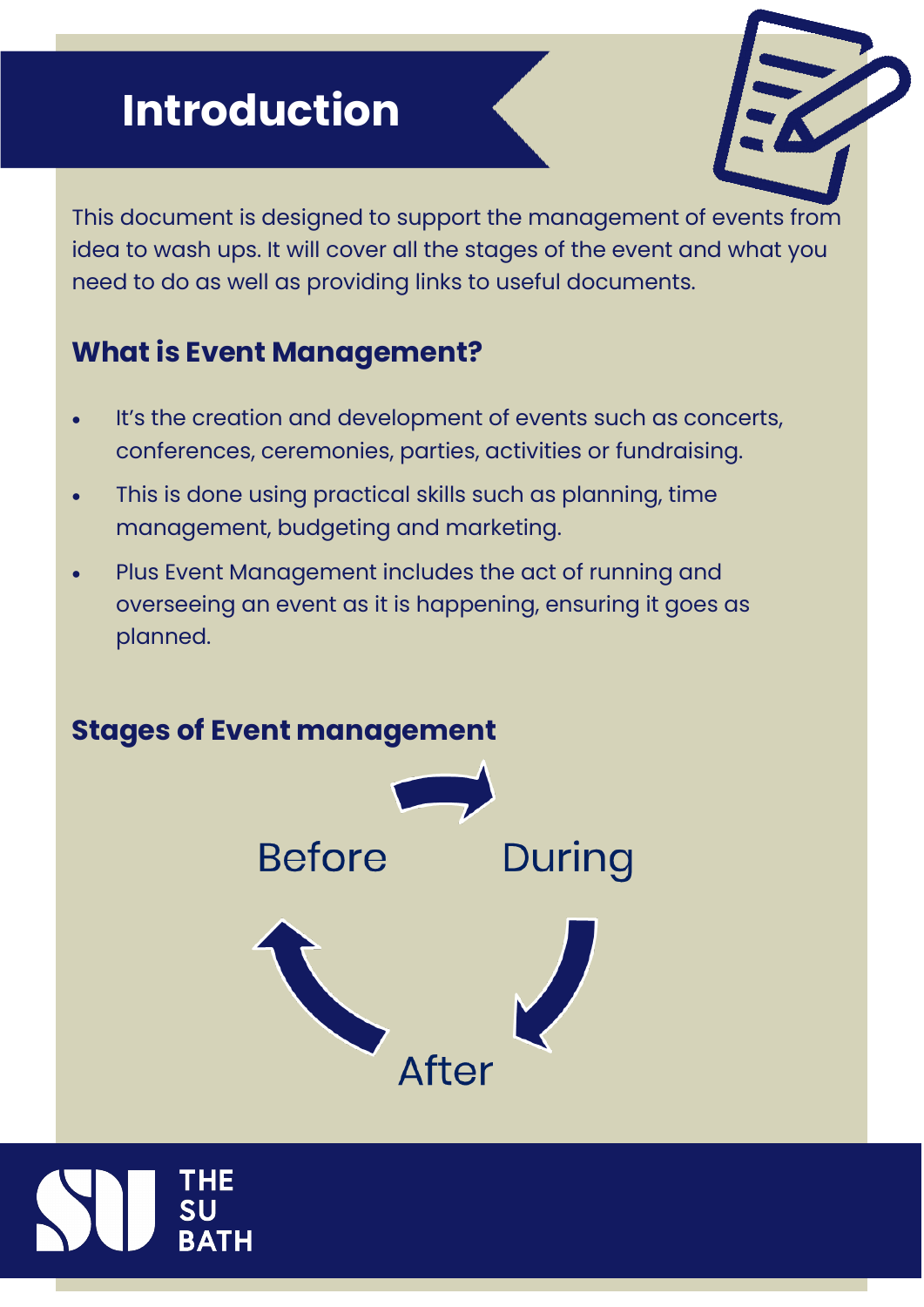# Introduction

This document is designed to support the management of events from idea to wash ups. It will cover all the stages of the event and what you need to do as well as providing links to useful documents.

## What is Event Management?

- It's the creation and development of events such as concerts, conferences, ceremonies, parties, activities or fundraising.
- This is done using practical skills such as planning, time management, budgeting and marketing.
- Plus Event Management includes the act of running and overseeing an event as it is happening, ensuring it goes as planned.

## Stages of Event management

Before

During

After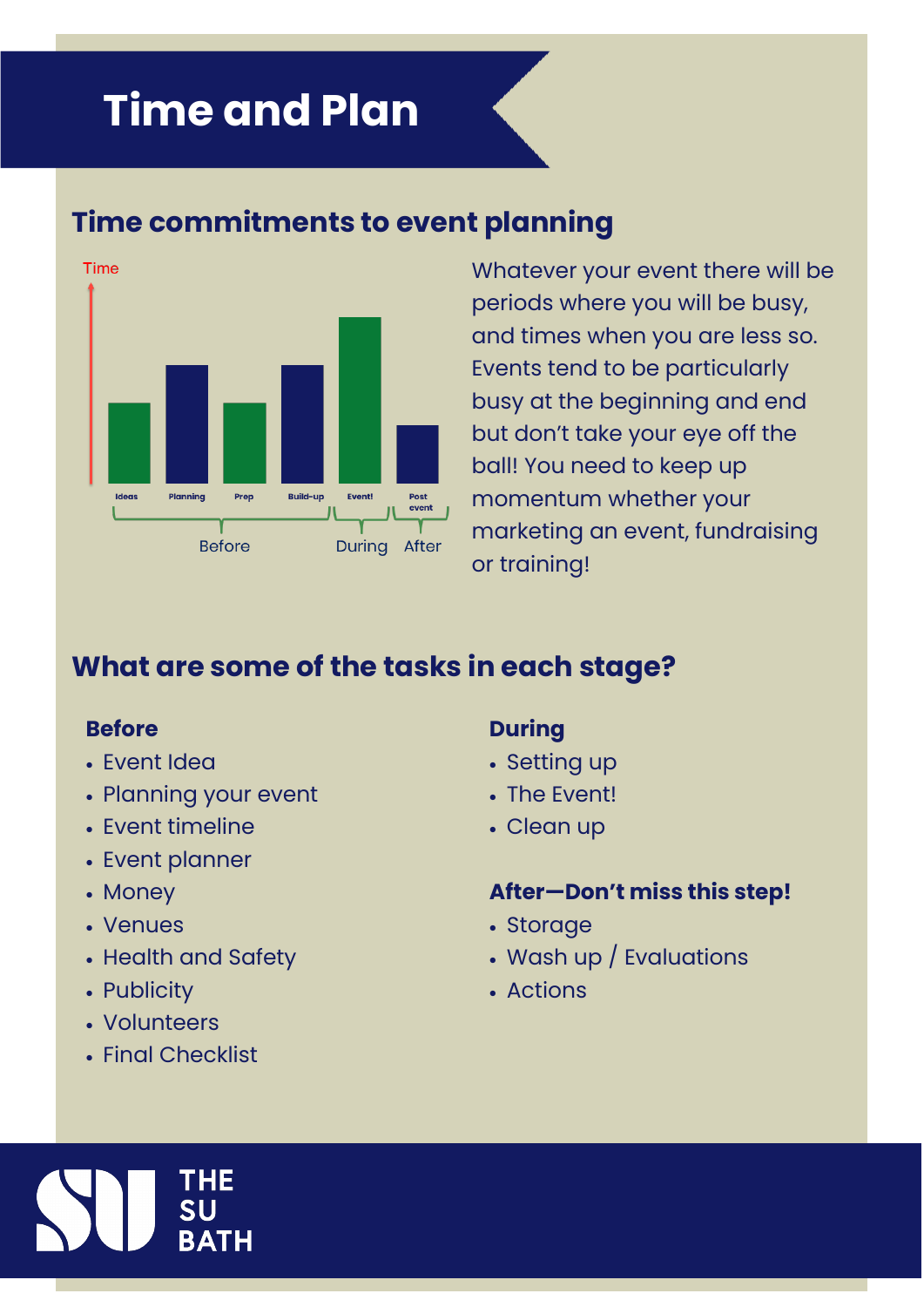# Time and Plan

## Time commitments to event planning

Time

Ideas
Planning
Prep
Build-up
Event!
Post event

Before
During
After

Whatever your event there will be periods where you will be busy, and times when you are less so. Events tend to be particularly busy at the beginning and end but don't take your eye off the ball! You need to keep up momentum whether your marketing an event, fundraising or training!

## What are some of the tasks in each stage?

**Before**

- Event Idea
- Planning your event
- Event timeline
- Event planner
- Money
- Venues
- Health and Safety
- Publicity
- Volunteers
- Final Checklist

**During**

- Setting up
- The Event!
- Clean up

**After—Don't miss this step!**

- Storage
- Wash up / Evaluations
- Actions

THE SU BATH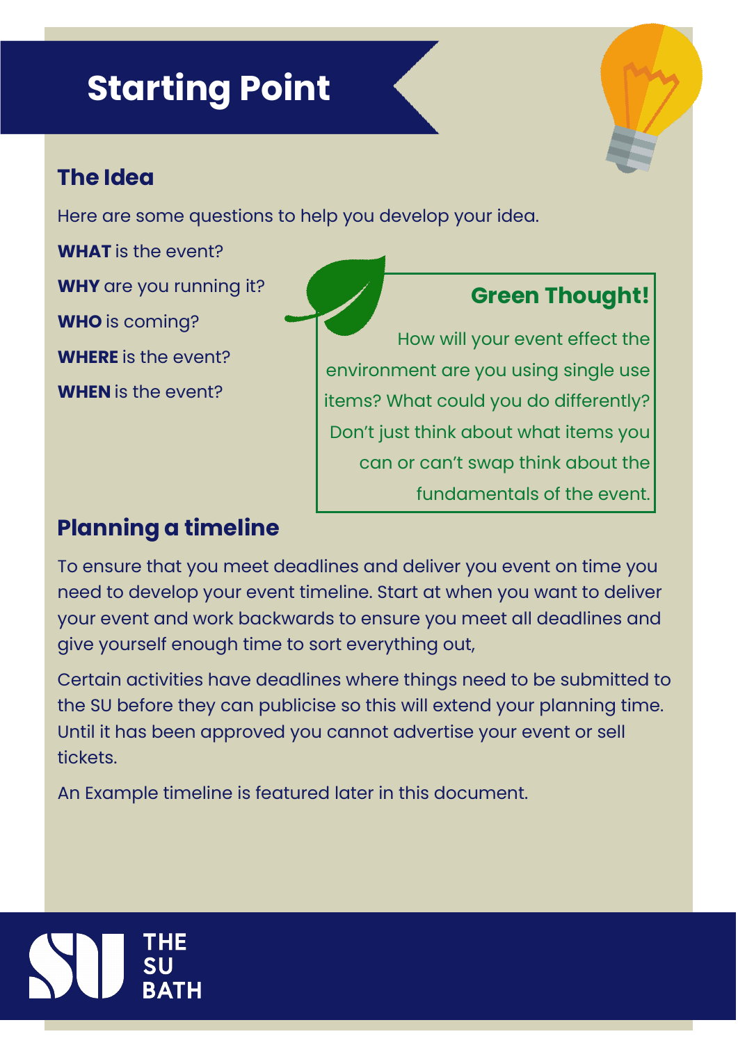# Starting Point

## The Idea

Here are some questions to help you develop your idea.

**WHAT** is the event?

**WHY** are you running it?

**WHO** is coming?

**WHERE** is the event?

**WHEN** is the event?

### Green Thought!

How will your event effect the environment are you using single use items? What could you do differently? Don't just think about what items you can or can't swap think about the fundamentals of the event.

## Planning a timeline

To ensure that you meet deadlines and deliver you event on time you need to develop your event timeline. Start at when you want to deliver your event and work backwards to ensure you meet all deadlines and give yourself enough time to sort everything out,

Certain activities have deadlines where things need to be submitted to the SU before they can publicise so this will extend your planning time. Until it has been approved you cannot advertise your event or sell tickets.

An Example timeline is featured later in this document.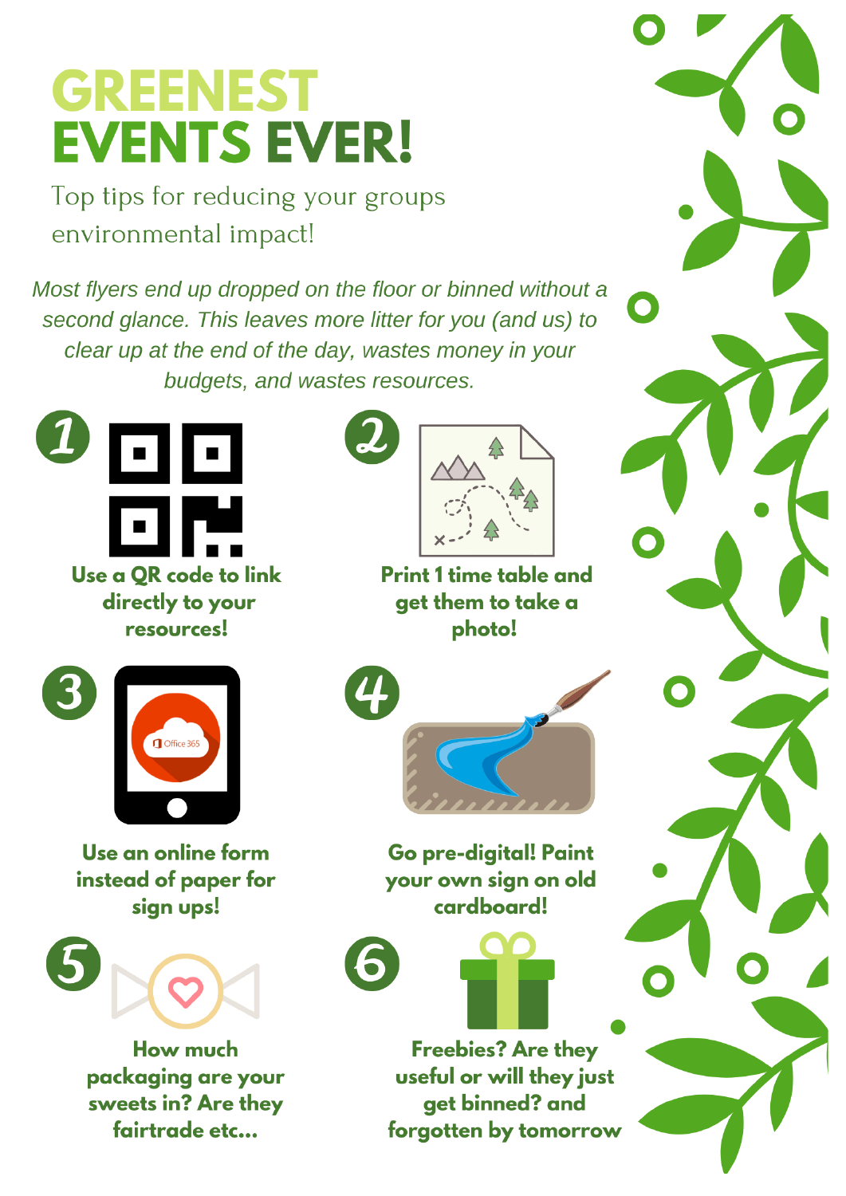# GREENEST EVENTS EVER!

Top tips for reducing your groups environmental impact!

*Most flyers end up dropped on the floor or binned without a second glance. This leaves more litter for you (and us) to clear up at the end of the day, wastes money in your budgets, and wastes resources.*

1. **Use a QR code to link directly to your resources!**

2. **Print 1 time table and get them to take a photo!**

3. **Use an online form instead of paper for sign ups!**

4. **Go pre-digital! Paint your own sign on old cardboard!**

5. **How much packaging are your sweets in? Are they fairtrade etc...**

6. **Freebies? Are they useful or will they just get binned? and forgotten by tomorrow**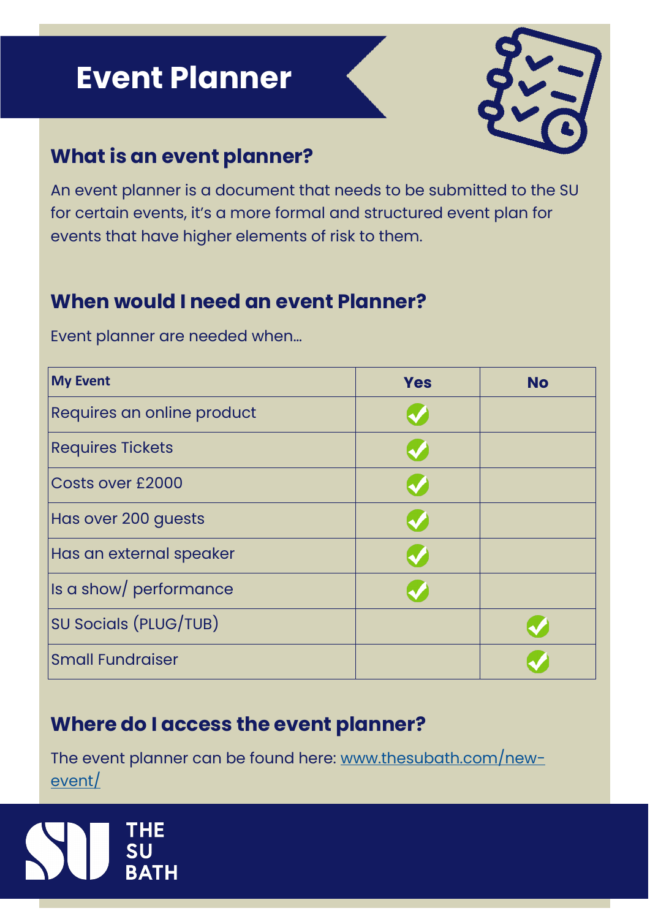# Event Planner

## What is an event planner?

An event planner is a document that needs to be submitted to the SU for certain events, it's a more formal and structured event plan for events that have higher elements of risk to them.

## When would I need an event Planner?

Event planner are needed when...

| My Event | Yes | No |
|---|---|---|
| Requires an online product | ✓ | |
| Requires Tickets | ✓ | |
| Costs over £2000 | ✓ | |
| Has over 200 guests | ✓ | |
| Has an external speaker | ✓ | |
| Is a show/ performance | ✓ | |
| SU Socials (PLUG/TUB) | | ✓ |
| Small Fundraiser | | ✓ |

## Where do I access the event planner?

The event planner can be found here: [www.thesubath.com/new-event/](www.thesubath.com/new-event/)

THE SU BATH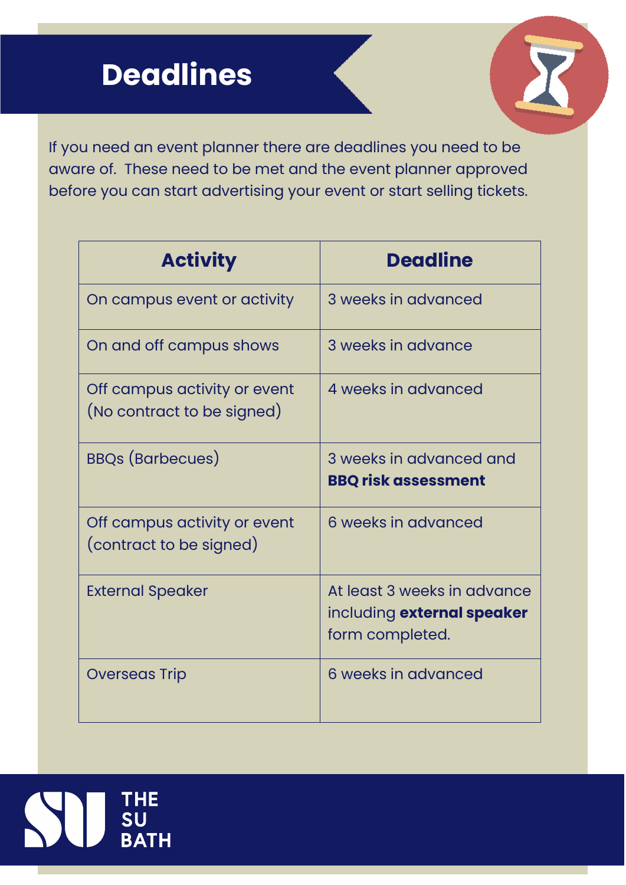# Deadlines

If you need an event planner there are deadlines you need to be aware of. These need to be met and the event planner approved before you can start advertising your event or start selling tickets.

| Activity | Deadline |
|---|---|
| On campus event or activity | 3 weeks in advanced |
| On and off campus shows | 3 weeks in advance |
| Off campus activity or event (No contract to be signed) | 4 weeks in advanced |
| BBQs (Barbecues) | 3 weeks in advanced and **BBQ risk assessment** |
| Off campus activity or event (contract to be signed) | 6 weeks in advanced |
| External Speaker | At least 3 weeks in advance including **external speaker** form completed. |
| Overseas Trip | 6 weeks in advanced |

THE SU BATH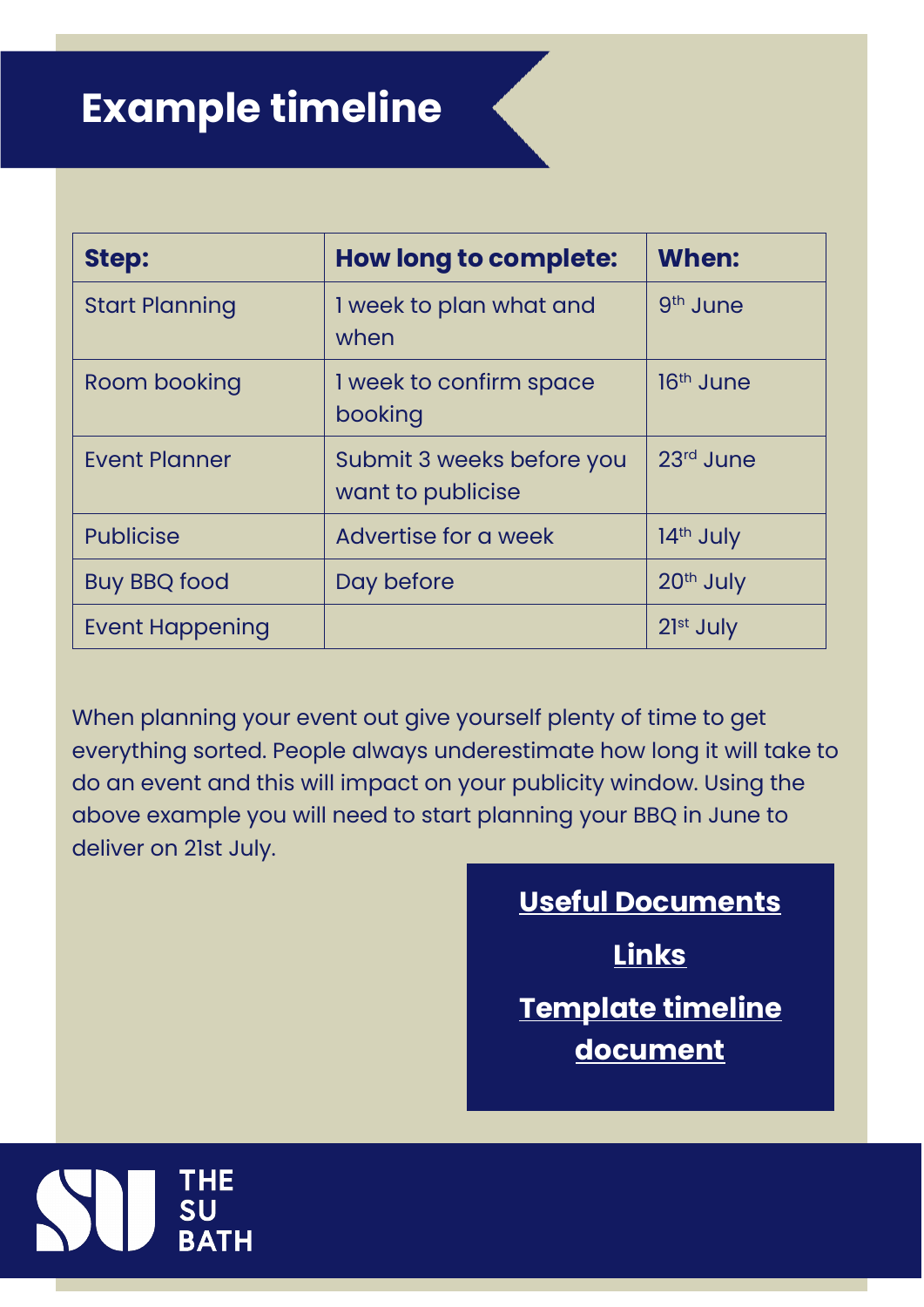# Example timeline

| Step: | How long to complete: | When: |
|---|---|---|
| Start Planning | 1 week to plan what and when | 9th June |
| Room booking | 1 week to confirm space booking | 16th June |
| Event Planner | Submit 3 weeks before you want to publicise | 23rd June |
| Publicise | Advertise for a week | 14th July |
| Buy BBQ food | Day before | 20th July |
| Event Happening | | 21st July |

When planning your event out give yourself plenty of time to get everything sorted. People always underestimate how long it will take to do an event and this will impact on your publicity window. Using the above example you will need to start planning your BBQ in June to deliver on 21st July.

**Useful Documents**

**Links**

**Template timeline document**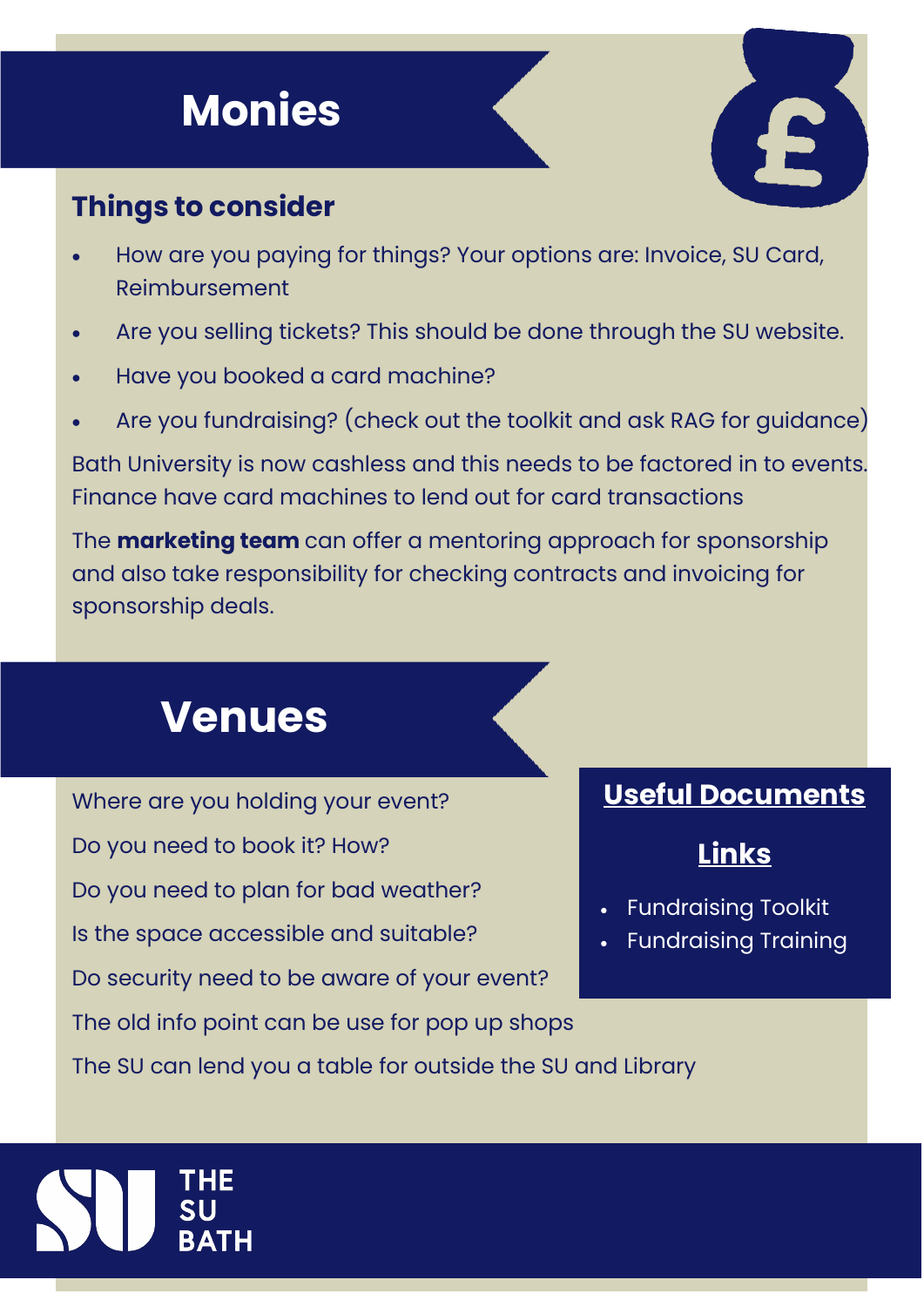# Monies

## Things to consider

- How are you paying for things? Your options are: Invoice, SU Card, Reimbursement
- Are you selling tickets? This should be done through the SU website.
- Have you booked a card machine?
- Are you fundraising? (check out the toolkit and ask RAG for guidance)

Bath University is now cashless and this needs to be factored in to events. Finance have card machines to lend out for card transactions

The **marketing team** can offer a mentoring approach for sponsorship and also take responsibility for checking contracts and invoicing for sponsorship deals.

# Venues

Where are you holding your event?

Do you need to book it? How?

Do you need to plan for bad weather?

Is the space accessible and suitable?

Do security need to be aware of your event?

The old info point can be use for pop up shops

The SU can lend you a table for outside the SU and Library

### Useful Documents

### Links

- Fundraising Toolkit
- Fundraising Training

THE SU BATH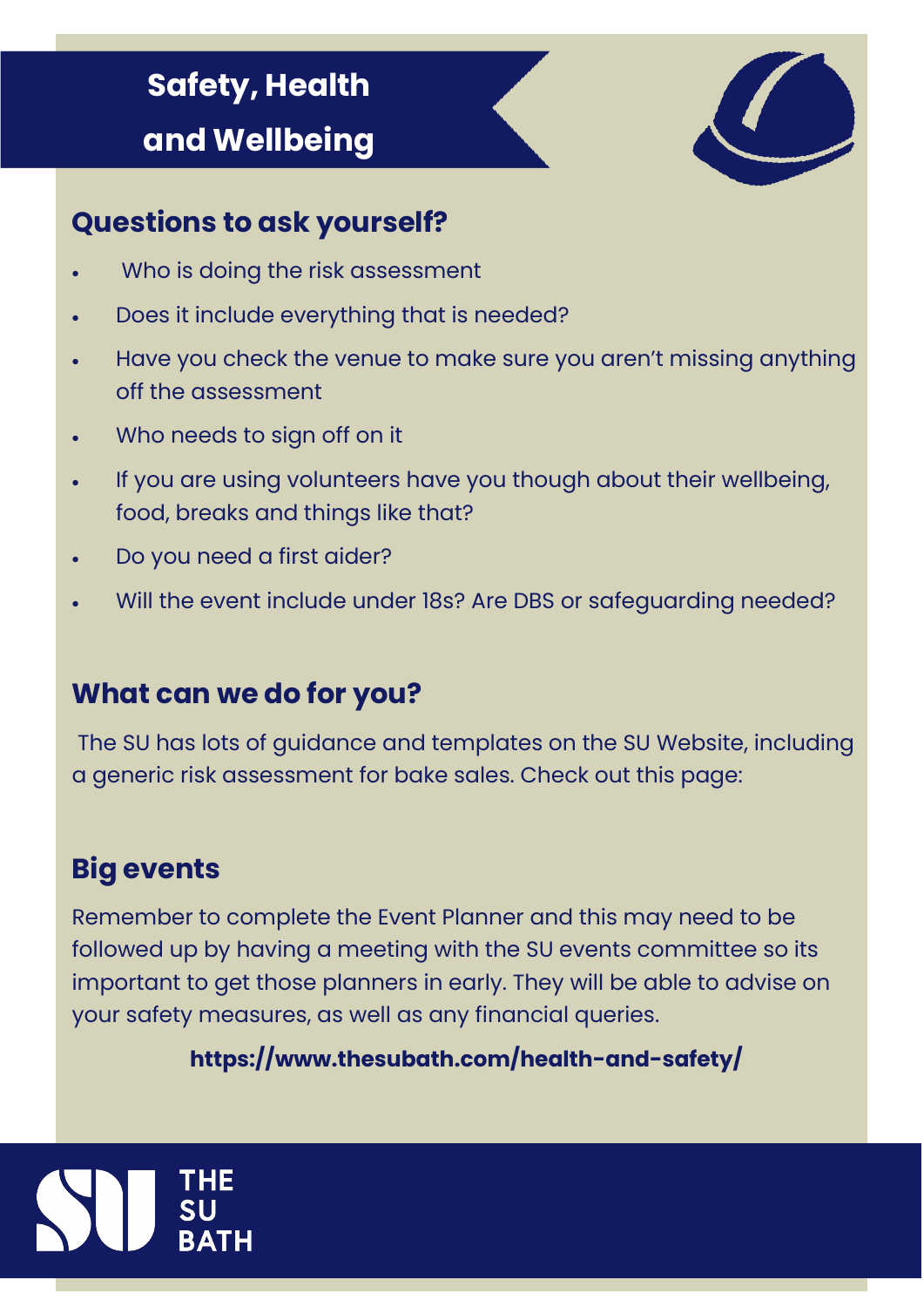# Safety, Health and Wellbeing

## Questions to ask yourself?

- Who is doing the risk assessment
- Does it include everything that is needed?
- Have you check the venue to make sure you aren't missing anything off the assessment
- Who needs to sign off on it
- If you are using volunteers have you though about their wellbeing, food, breaks and things like that?
- Do you need a first aider?
- Will the event include under 18s? Are DBS or safeguarding needed?

## What can we do for you?

The SU has lots of guidance and templates on the SU Website, including a generic risk assessment for bake sales. Check out this page:

## Big events

Remember to complete the Event Planner and this may need to be followed up by having a meeting with the SU events committee so its important to get those planners in early. They will be able to advise on your safety measures, as well as any financial queries.

**https://www.thesubath.com/health-and-safety/**

THE SU BATH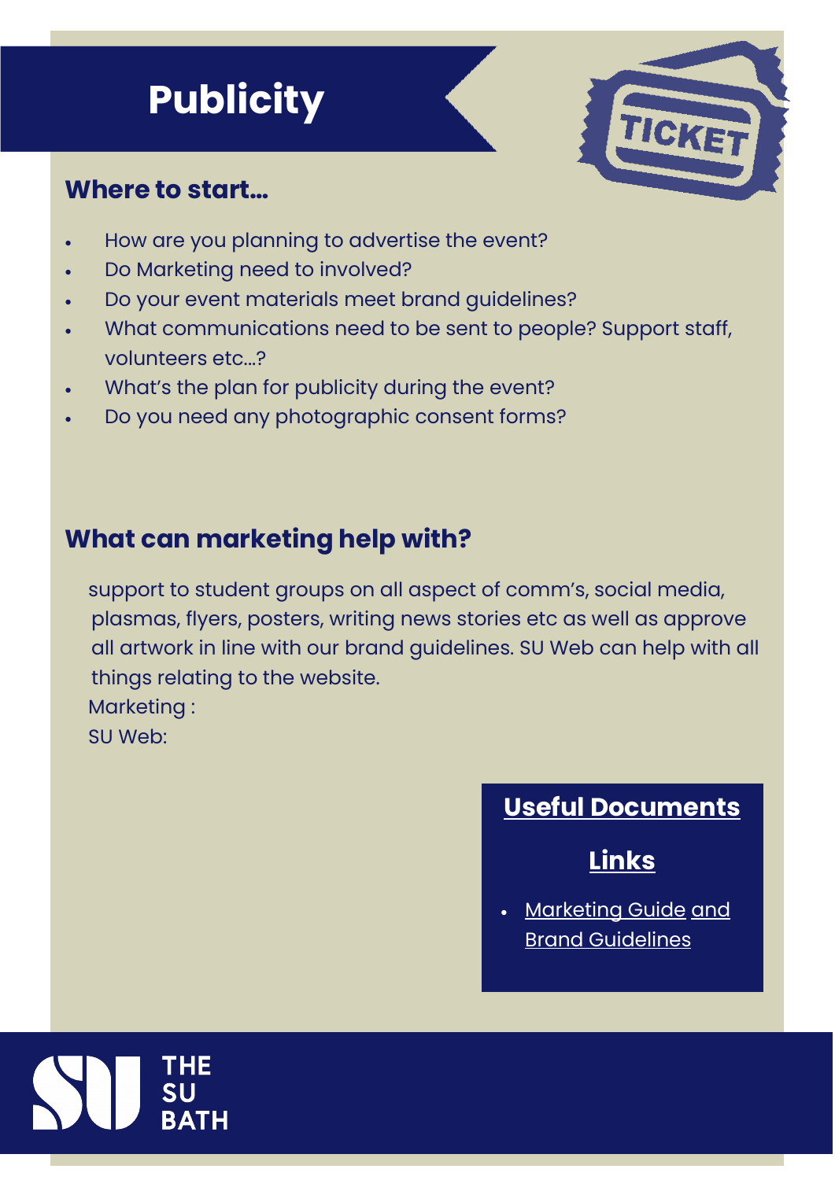# Publicity

## Where to start...

- How are you planning to advertise the event?
- Do Marketing need to involved?
- Do your event materials meet brand guidelines?
- What communications need to be sent to people? Support staff, volunteers etc...?
- What's the plan for publicity during the event?
- Do you need any photographic consent forms?

## What can marketing help with?

support to student groups on all aspect of comm's, social media, plasmas, flyers, posters, writing news stories etc as well as approve all artwork in line with our brand guidelines. SU Web can help with all things relating to the website.

Marketing :

SU Web:

## Useful Documents

## Links

- Marketing Guide and Brand Guidelines

THE SU BATH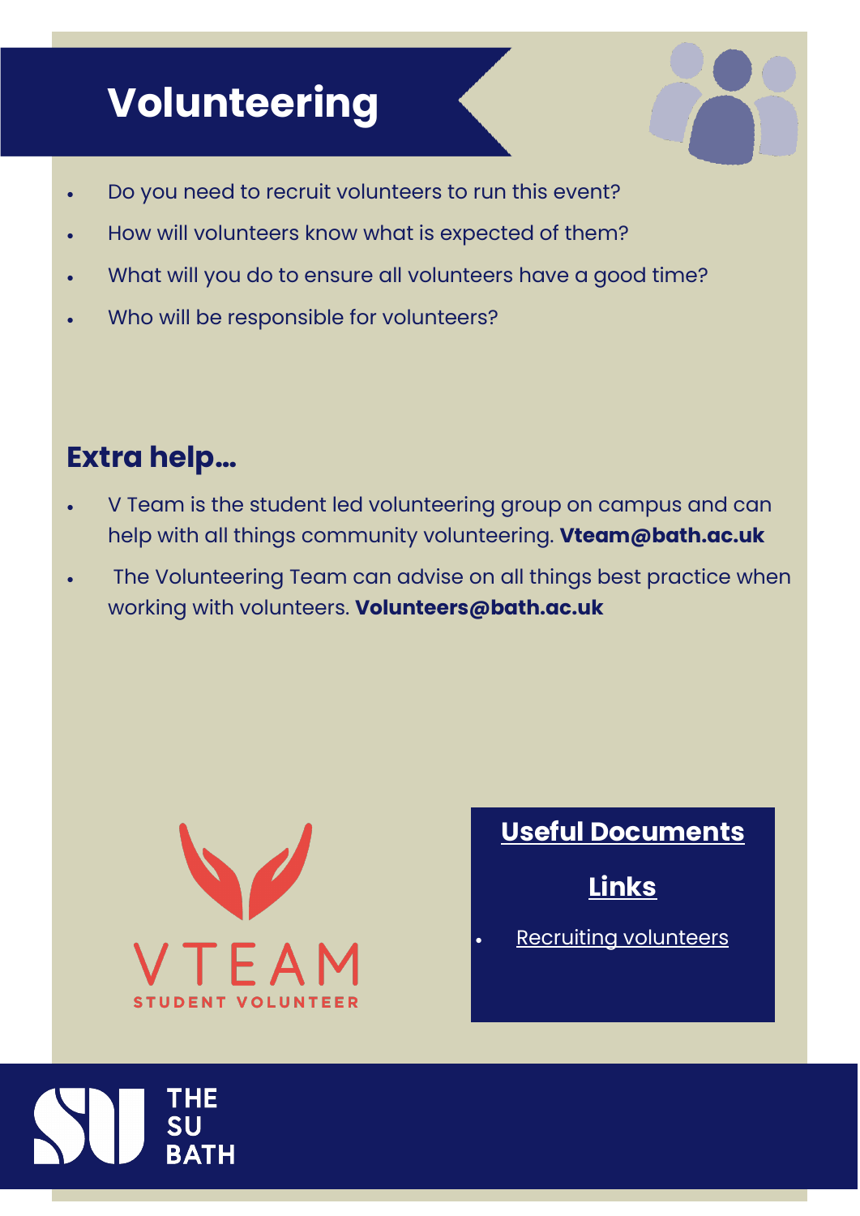# Volunteering

- Do you need to recruit volunteers to run this event?
- How will volunteers know what is expected of them?
- What will you do to ensure all volunteers have a good time?
- Who will be responsible for volunteers?

## Extra help...

- V Team is the student led volunteering group on campus and can help with all things community volunteering. **Vteam@bath.ac.uk**
- The Volunteering Team can advise on all things best practice when working with volunteers. **Volunteers@bath.ac.uk**

VTEAM STUDENT VOLUNTEER

**Useful Documents**

**Links**

- Recruiting volunteers

THE SU BATH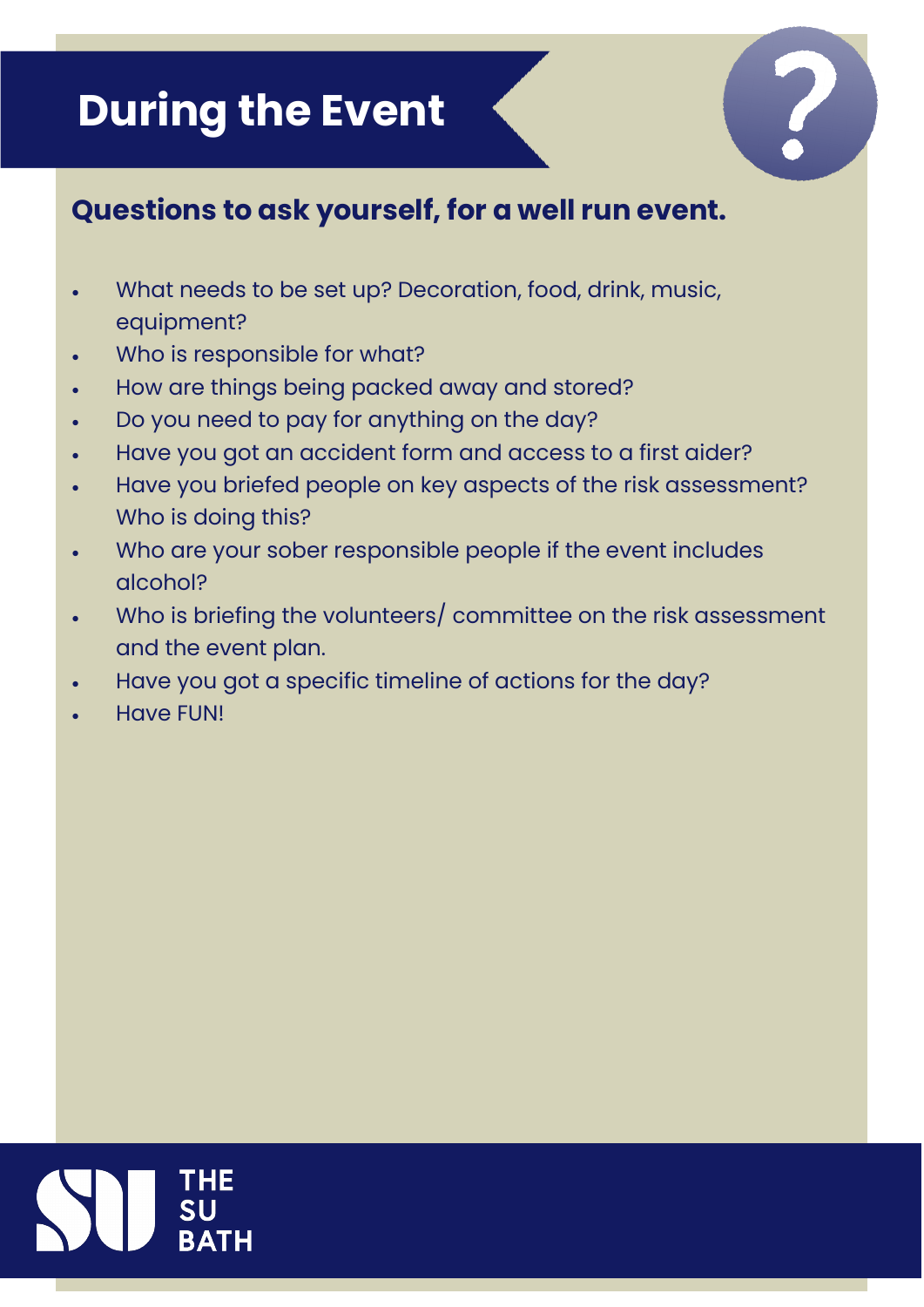# During the Event

## Questions to ask yourself, for a well run event.

- What needs to be set up? Decoration, food, drink, music, equipment?
- Who is responsible for what?
- How are things being packed away and stored?
- Do you need to pay for anything on the day?
- Have you got an accident form and access to a first aider?
- Have you briefed people on key aspects of the risk assessment? Who is doing this?
- Who are your sober responsible people if the event includes alcohol?
- Who is briefing the volunteers/ committee on the risk assessment and the event plan.
- Have you got a specific timeline of actions for the day?
- Have FUN!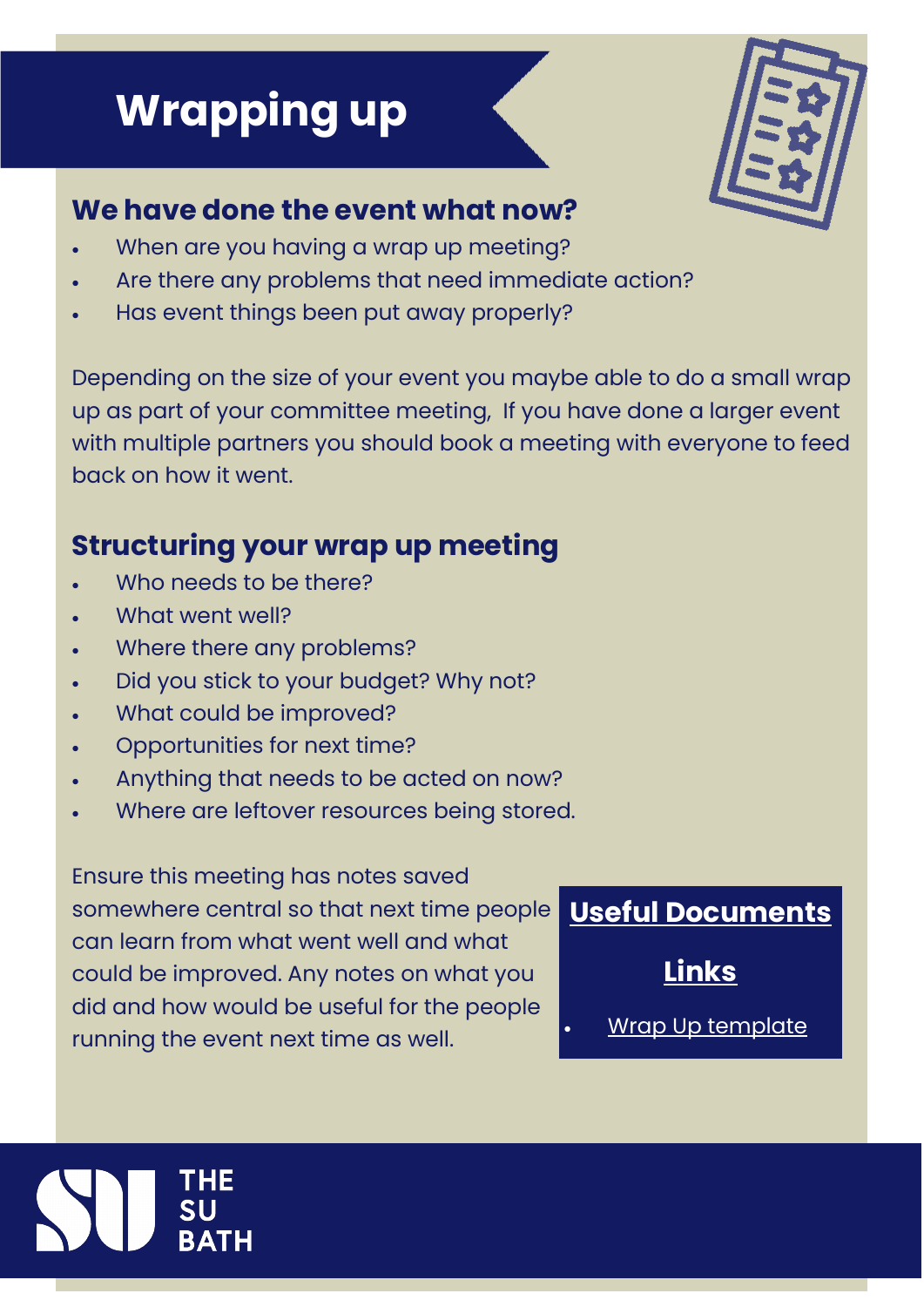# Wrapping up

## We have done the event what now?

- When are you having a wrap up meeting?
- Are there any problems that need immediate action?
- Has event things been put away properly?

Depending on the size of your event you maybe able to do a small wrap up as part of your committee meeting, If you have done a larger event with multiple partners you should book a meeting with everyone to feed back on how it went.

## Structuring your wrap up meeting

- Who needs to be there?
- What went well?
- Where there any problems?
- Did you stick to your budget? Why not?
- What could be improved?
- Opportunities for next time?
- Anything that needs to be acted on now?
- Where are leftover resources being stored.

Ensure this meeting has notes saved somewhere central so that next time people can learn from what went well and what could be improved. Any notes on what you did and how would be useful for the people running the event next time as well.

**Useful Documents Links**

- Wrap Up template

THE SU BATH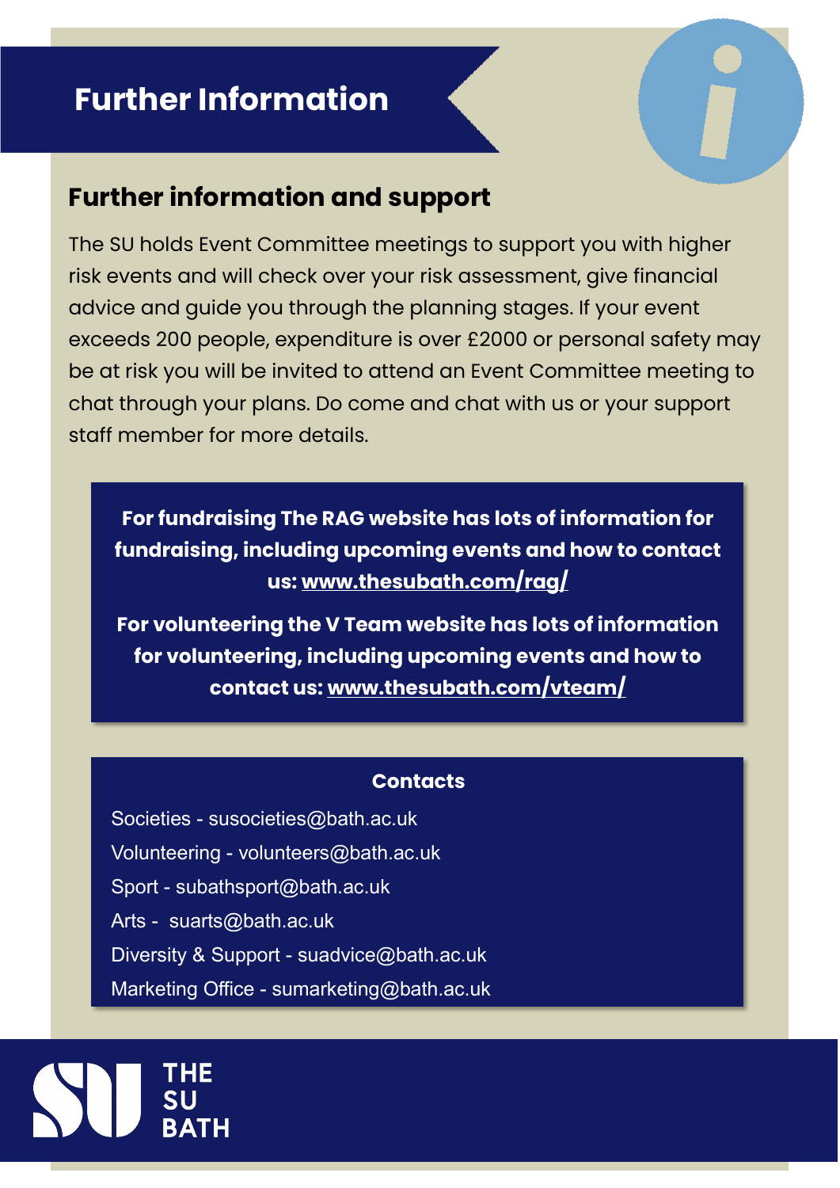# Further Information

## Further information and support

The SU holds Event Committee meetings to support you with higher risk events and will check over your risk assessment, give financial advice and guide you through the planning stages. If your event exceeds 200 people, expenditure is over £2000 or personal safety may be at risk you will be invited to attend an Event Committee meeting to chat through your plans. Do come and chat with us or your support staff member for more details.

**For fundraising The RAG website has lots of information for fundraising, including upcoming events and how to contact us: www.thesubath.com/rag/**

**For volunteering the V Team website has lots of information for volunteering, including upcoming events and how to contact us: www.thesubath.com/vteam/**

**Contacts**

Societies - susocieties@bath.ac.uk

Volunteering - volunteers@bath.ac.uk

Sport - subathsport@bath.ac.uk

Arts - suarts@bath.ac.uk

Diversity & Support - suadvice@bath.ac.uk

Marketing Office - sumarketing@bath.ac.uk

THE SU BATH